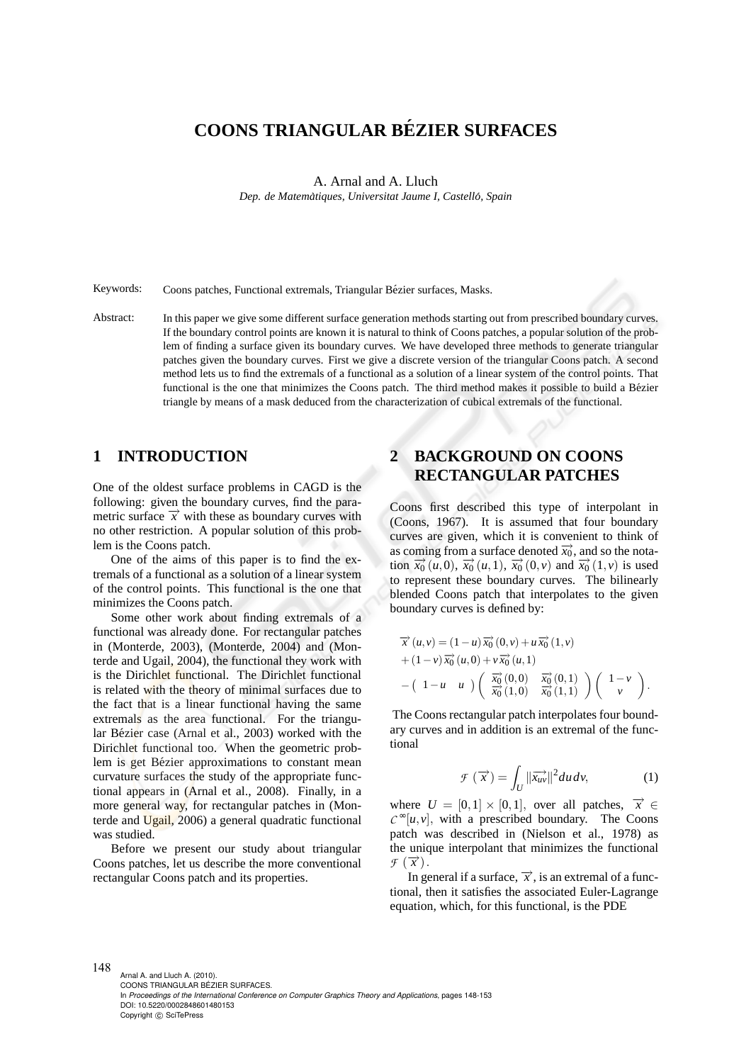# COONS TRIANGULAR BÉZIER SURFACES

A. Arnal and A. Lluch

*Dep. de Matemàtiques, Universitat Jaume I, Castelló, Spain*

Keywords: Coons patches, Functional extremals, Triangular Bézier surfaces, Masks.

Abstract: In this paper we give some different surface generation methods starting out from prescribed boundary curves. If the boundary control points are known it is natural to think of Coons patches, a popular solution of the problem of finding a surface given its boundary curves. We have developed three methods to generate triangular patches given the boundary curves. First we give a discrete version of the triangular Coons patch. A second method lets us to find the extremals of a functional as a solution of a linear system of the control points. That functional is the one that minimizes the Coons patch. The third method makes it possible to build a Bézier triangle by means of a mask deduced from the characterization of cubical extremals of the functional.

## 1 INTRODUCTION

One of the oldest surface problems in CAGD is the following: given the boundary curves, find the parametric surface $\vec{x}$ with these as boundary curves with no other restriction. A popular solution of this problem is the Coons patch.

One of the aims of this paper is to find the extremals of a functional as a solution of a linear system of the control points. This functional is the one that minimizes the Coons patch.

Some other work about finding extremals of a functional was already done. For rectangular patches in (Monterde, 2003), (Monterde, 2004) and (Monterde and Ugail, 2004), the functional they work with is the Dirichlet functional. The Dirichlet functional is related with the theory of minimal surfaces due to the fact that is a linear functional having the same extremals as the area functional. For the triangular Bézier case (Arnal et al., 2003) worked with the Dirichlet functional too. When the geometric problem is get Bézier approximations to constant mean curvature surfaces the study of the appropriate functional appears in (Arnal et al., 2008). Finally, in a more general way, for rectangular patches in (Monterde and Ugail, 2006) a general quadratic functional was studied.

Before we present our study about triangular Coons patches, let us describe the more conventional rectangular Coons patch and its properties.

## 2 BACKGROUND ON COONS RECTANGULAR PATCHES

Coons first described this type of interpolant in (Coons, 1967). It is assumed that four boundary curves are given, which it is convenient to think of as coming from a surface denoted $\vec{x_0}$, and so the notation $\vec{x_0}(u,0)$, $\vec{x_0}(u,1)$, $\vec{x_0}(0,v)$ and $\vec{x_0}(1,v)$ is used to represent these boundary curves. The bilinearly blended Coons patch that interpolates to the given boundary curves is defined by:

$$
\begin{aligned}
&\vec{x}(u,v) = (1-u)\,\vec{x_0}(0,v) + u\,\vec{x_0}(1,v) \\
&+ (1-v)\,\vec{x_0}(u,0) + v\,\vec{x_0}(u,1) \\
&- \begin{pmatrix} 1-u & u \end{pmatrix} \begin{pmatrix} \vec{x_0}(0,0) & \vec{x_0}(0,1) \\ \vec{x_0}(1,0) & \vec{x_0}(1,1) \end{pmatrix} \begin{pmatrix} 1-v \\ v \end{pmatrix}.
\end{aligned}
$$

The Coons rectangular patch interpolates four boundary curves and in addition is an extremal of the functional

$$
\mathcal{F}(\vec{x}) = \int_U \|\vec{x_{uv}}\|^2 du\,dv, \tag{1}
$$

where $U = [0,1]\times[0,1]$, over all patches, $\vec{x} \in \mathcal{C}^\infty[u,v]$, with a prescribed boundary. The Coons patch was described in (Nielson et al., 1978) as the unique interpolant that minimizes the functional $\mathcal{F}(\vec{x})$.

In general if a surface, $\vec{x}$, is an extremal of a functional, then it satisfies the associated Euler-Lagrange equation, which, for this functional, is the PDE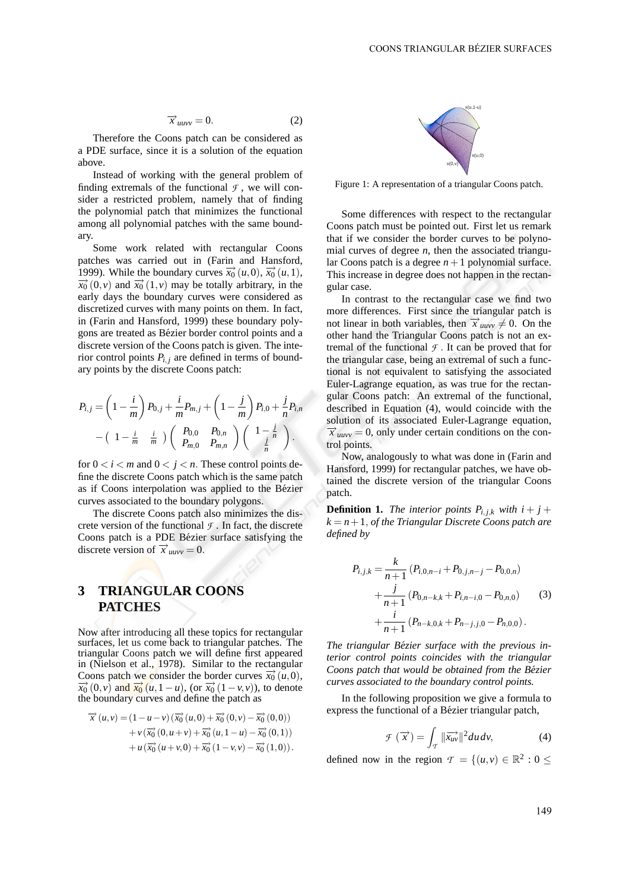$$\overrightarrow{x}_{uuvv} = 0. \tag{2}$$

Therefore the Coons patch can be considered as a PDE surface, since it is a solution of the equation above.

Instead of working with the general problem of finding extremals of the functional $\mathcal{F}$, we will consider a restricted problem, namely that of finding the polynomial patch that minimizes the functional among all polynomial patches with the same boundary.

Some work related with rectangular Coons patches was carried out in (Farin and Hansford, 1999). While the boundary curves $\overrightarrow{x_0}(u,0)$, $\overrightarrow{x_0}(u,1)$, $\overrightarrow{x_0}(0,v)$ and $\overrightarrow{x_0}(1,v)$ may be totally arbitrary, in the early days the boundary curves were considered as discretized curves with many points on them. In fact, in (Farin and Hansford, 1999) these boundary polygons are treated as Bézier border control points and a discrete version of the Coons patch is given. The interior control points $P_{i,j}$ are defined in terms of boundary points by the discrete Coons patch:

$$P_{i,j} = \left(1-\frac{i}{m}\right)P_{0,j} + \frac{i}{m}P_{m,j} + \left(1-\frac{j}{m}\right)P_{i,0} + \frac{j}{n}P_{i,n} - \left(\begin{array}{cc} 1-\frac{i}{m} & \frac{i}{m} \end{array}\right)\left(\begin{array}{cc} P_{0,0} & P_{0,n} \\ P_{m,0} & P_{m,n} \end{array}\right)\left(\begin{array}{c} 1-\frac{j}{n} \\ \frac{j}{n} \end{array}\right).$$

for $0 < i < m$ and $0 < j < n$. These control points define the discrete Coons patch which is the same patch as if Coons interpolation was applied to the Bézier curves associated to the boundary polygons.

The discrete Coons patch also minimizes the discrete version of the functional $\mathcal{F}$. In fact, the discrete Coons patch is a PDE Bézier surface satisfying the discrete version of $\overrightarrow{x}_{uuvv} = 0$.

## 3 TRIANGULAR COONS PATCHES

Now after introducing all these topics for rectangular surfaces, let us come back to triangular patches. The triangular Coons patch we will define first appeared in (Nielson et al., 1978). Similar to the rectangular Coons patch we consider the border curves $\overrightarrow{x_0}(u,0)$, $\overrightarrow{x_0}(0,v)$ and $\overrightarrow{x_0}(u,1-u)$, (or $\overrightarrow{x_0}(1-v,v)$), to denote the boundary curves and define the patch as

$$\begin{aligned}
\overrightarrow{x}(u,v) = &(1-u-v)\left(\overrightarrow{x_0}(u,0) + \overrightarrow{x_0}(0,v) - \overrightarrow{x_0}(0,0)\right) \\
&+ v\left(\overrightarrow{x_0}(0,u+v) + \overrightarrow{x_0}(u,1-u) - \overrightarrow{x_0}(0,1)\right) \\
&+ u\left(\overrightarrow{x_0}(u+v,0) + \overrightarrow{x_0}(1-v,v) - \overrightarrow{x_0}(1,0)\right).
\end{aligned}$$

Figure 1: A representation of a triangular Coons patch.

Some differences with respect to the rectangular Coons patch must be pointed out. First let us remark that if we consider the border curves to be polynomial curves of degree $n$, then the associated triangular Coons patch is a degree $n+1$ polynomial surface. This increase in degree does not happen in the rectangular case.

In contrast to the rectangular case we find two more differences. First since the triangular patch is not linear in both variables, then $\overrightarrow{x}_{uuvv} \neq 0$. On the other hand the Triangular Coons patch is not an extremal of the functional $\mathcal{F}$. It can be proved that for the triangular case, being an extremal of such a functional is not equivalent to satisfying the associated Euler-Lagrange equation, as was true for the rectangular Coons patch: An extremal of the functional, described in Equation (4), would coincide with the solution of its associated Euler-Lagrange equation, $\overrightarrow{x}_{uuvv} = 0$, only under certain conditions on the control points.

Now, analogously to what was done in (Farin and Hansford, 1999) for rectangular patches, we have obtained the discrete version of the triangular Coons patch.

**Definition 1.** *The interior points $P_{i,j,k}$ with $i+j+k = n+1$, of the Triangular Discrete Coons patch are defined by*

$$\begin{aligned}
P_{i,j,k} = &\frac{k}{n+1}\left(P_{i,0,n-i} + P_{0,j,n-j} - P_{0,0,n}\right) \\
&+ \frac{j}{n+1}\left(P_{0,n-k,k} + P_{i,n-i,0} - P_{0,n,0}\right) \\
&+ \frac{i}{n+1}\left(P_{n-k,0,k} + P_{n-j,j,0} - P_{n,0,0}\right).
\end{aligned} \tag{3}$$

*The triangular Bézier surface with the previous interior control points coincides with the triangular Coons patch that would be obtained from the Bézier curves associated to the boundary control points.*

In the following proposition we give a formula to express the functional of a Bézier triangular patch,

$$\mathcal{F}(\overrightarrow{x}) = \int_{\mathcal{T}} \|\overrightarrow{x_{uv}}\|^2 du\, dv, \tag{4}$$

defined now in the region $\mathcal{T} = \{(u,v) \in \mathbb{R}^2 : 0 \leq$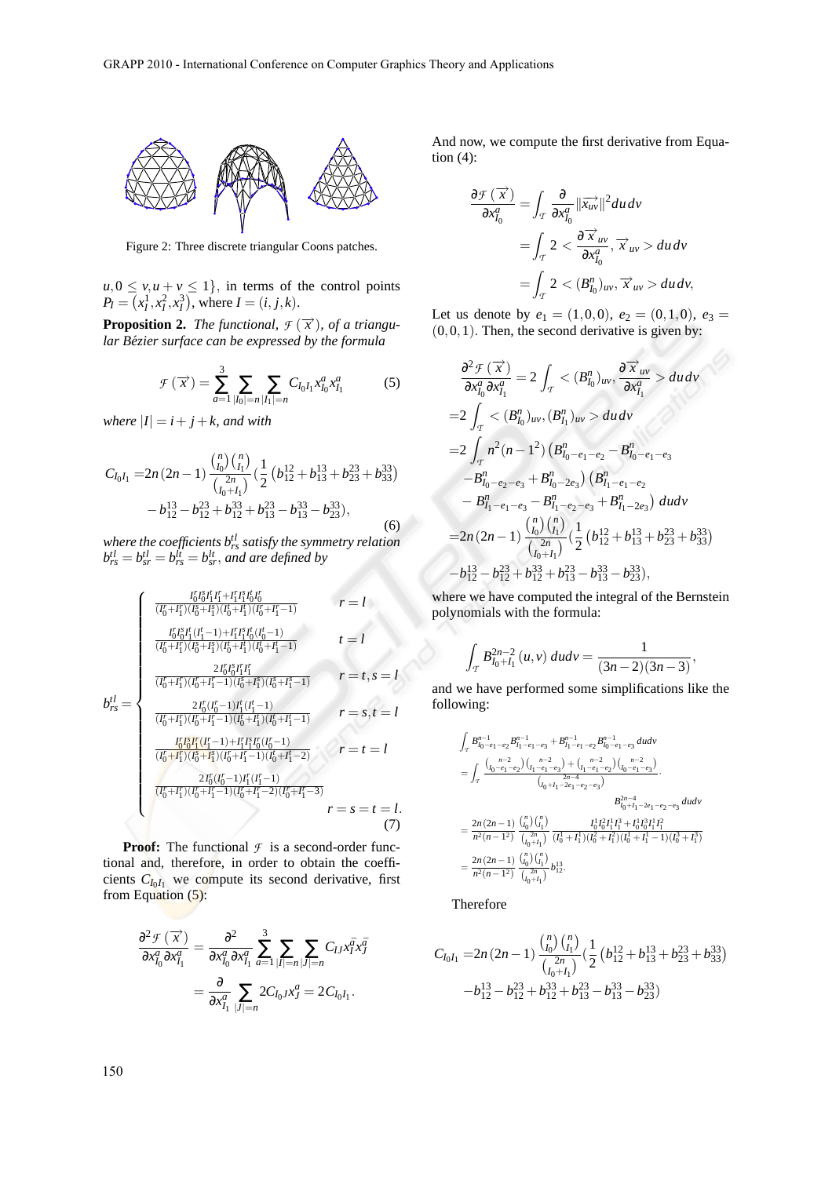Figure 2: Three discrete triangular Coons patches.

$u, 0 \le v, u+v \le 1\}$, in terms of the control points $P_I = (x_I^1, x_I^2, x_I^3)$, where $I = (i, j, k)$.

**Proposition 2.** *The functional, $\mathcal{F}(\vec{x})$, of a triangular Bézier surface can be expressed by the formula*

$$\mathcal{F}(\vec{x}) = \sum_{a=1}^{3} \sum_{|I_0|=n} \sum_{|I_1|=n} C_{I_0 I_1} x_{I_0}^a x_{I_1}^a \tag{5}$$

*where $|I| = i+j+k$, and with*

$$\begin{aligned} C_{I_0 I_1} =& 2n(2n-1) \frac{\binom{n}{I_0}\binom{n}{I_1}}{\binom{2n}{I_0+I_1}} \Big(\frac{1}{2}\left(b_{12}^{12} + b_{13}^{13} + b_{23}^{23} + b_{33}^{33}\right) \\ & - b_{12}^{13} - b_{12}^{23} + b_{12}^{33} + b_{13}^{23} - b_{13}^{33} - b_{23}^{33}\Big), \end{aligned} \tag{6}$$

*where the coefficients $b_{rs}^{tl}$ satisfy the symmetry relation $b_{sr}^{tl} = b_{sr}^{tl} = b_{rs}^{lt} = b_{sr}^{lt}$, and are defined by*

$$b_{rs}^{tl} = \begin{cases} \frac{I_0^r I_0^s I_1^t I_1^r + I_1^r I_1^s I_0^t I_0^r}{(I_0^r + I_1^r)(I_0^s + I_1^s)(I_0^t + I_1^t)(I_0^r + I_1^r - 1)} & r = l \\ \frac{I_0^r I_0^s I_1^t (I_1^t - 1) + I_1^r I_1^s I_0^t (I_0^t - 1)}{(I_0^r + I_1^r)(I_0^s + I_1^s)(I_0^t + I_1^t)(I_0^t + I_1^t - 1)} & t = l \\ \frac{2 I_0^r I_0^s I_1^r I_1^r}{(I_0^r + I_1^r)(I_0^r + I_1^r - 1)(I_0^s + I_1^s)(I_0^s + I_1^s - 1)} & r = t, s = l \\ \frac{2 I_0^r (I_0^r - 1) I_1^t (I_1^t - 1)}{(I_0^r + I_1^r)(I_0^r + I_1^r - 1)(I_0^t + I_1^t)(I_0^t + I_1^t - 1)} & r = s, t = l \\ \frac{I_0^r I_0^s I_1^r (I_1^r - 1) + I_1^r I_1^s I_0^r (I_0^r - 1)}{(I_0^r + I_1^r)(I_0^s + I_1^s)(I_0^r + I_1^r - 1)(I_0^r + I_1^r - 2)} & r = t = l \\ \frac{2 I_0^r (I_0^r - 1) I_1^r (I_1^r - 1)}{(I_0^r + I_1^r)(I_0^r + I_1^r - 1)(I_0^r + I_1^r - 2)(I_0^r + I_1^r - 3)} & r = s = t = l. \end{cases} \tag{7}$$

**Proof:** The functional $\mathcal{F}$ is a second-order functional and, therefore, in order to obtain the coefficients $C_{I_0 I_1}$ we compute its second derivative, first from Equation (5):

$$\begin{aligned} \frac{\partial^2 \mathcal{F}(\vec{x})}{\partial x_{I_0}^a \partial x_{I_1}^a} &= \frac{\partial^2}{\partial x_{I_0}^a \partial x_{I_1}^a} \sum_{a=1}^{3} \sum_{|I|=n} \sum_{|J|=n} C_{IJ} x_I^{\bar{a}} x_J^{\bar{a}} \\ &= \frac{\partial}{\partial x_{I_1}^a} \sum_{|J|=n} 2 C_{I_0 J} x_J^a = 2 C_{I_0 I_1}. \end{aligned}$$

And now, we compute the first derivative from Equation (4):

$$\begin{aligned} \frac{\partial \mathcal{F}(\vec{x})}{\partial x_{I_0}^a} &= \int_{\mathcal{T}} \frac{\partial}{\partial x_{I_0}^a} \|\vec{x_{uv}}\|^2 du\, dv \\ &= \int_{\mathcal{T}} 2 < \frac{\partial \vec{x}_{uv}}{\partial x_{I_0}^a}, \vec{x}_{uv} > du\, dv \\ &= \int_{\mathcal{T}} 2 < (B_{I_0}^n)_{uv}, \vec{x}_{uv} > du\, dv, \end{aligned}$$

Let us denote by $e_1 = (1,0,0)$, $e_2 = (0,1,0)$, $e_3 = (0,0,1)$. Then, the second derivative is given by:

$$\begin{aligned} &\frac{\partial^2 \mathcal{F}(\vec{x})}{\partial x_{I_0}^a \partial x_{I_1}^a} = 2 \int_{\mathcal{T}} < (B_{I_0}^n)_{uv}, \frac{\partial \vec{x}_{uv}}{\partial x_{I_1}^a} > du\, dv \\ =& 2 \int_{\mathcal{T}} < (B_{I_0}^n)_{uv}, (B_{I_1}^n)_{uv} > du\, dv \\ =& 2 \int_{\mathcal{T}} n^2 (n-1^2) \left( B_{I_0 - e_1 - e_2}^n - B_{I_0 - e_1 - e_3}^n \right. \\ & \left. - B_{I_0 - e_2 - e_3}^n + B_{I_0 - 2e_3}^n \right) \left( B_{I_1 - e_1 - e_2}^n \right. \\ & \left. - B_{I_1 - e_1 - e_3}^n - B_{I_1 - e_2 - e_3}^n + B_{I_1 - 2e_3}^n \right) du\, dv \\ =& 2n(2n-1) \frac{\binom{n}{I_0}\binom{n}{I_1}}{\binom{2n}{I_0+I_1}} \Big(\frac{1}{2}\left(b_{12}^{12} + b_{13}^{13} + b_{23}^{23} + b_{33}^{33}\right) \\ & - b_{12}^{13} - b_{12}^{23} + b_{12}^{33} + b_{13}^{23} - b_{13}^{33} - b_{23}^{33}\Big), \end{aligned}$$

where we have computed the integral of the Bernstein polynomials with the formula:

$$\int_{\mathcal{T}} B_{I_0+I_1}^{2n-2}(u,v)\, du dv = \frac{1}{(3n-2)(3n-3)},$$

and we have performed some simplifications like the following:

$$\begin{aligned} & \int_{\mathcal{T}} B_{I_0 - e_1 - e_2}^{n-1} B_{I_1 - e_1 - e_3}^{n-1} + B_{I_1 - e_1 - e_2}^{n-1} B_{I_0 - e_1 - e_3}^{n-1} du dv \\ &= \int_{\mathcal{T}} \frac{\binom{n-2}{I_0 - e_1 - e_2}\binom{n-2}{I_1 - e_1 - e_3} + \binom{n-2}{I_1 - e_1 - e_2}\binom{n-2}{I_0 - e_1 - e_3}}{\binom{2n-4}{I_0 + I_1 - 2e_1 - e_2 - e_3}} \cdot \\ & \qquad\qquad B_{I_0 + I_1 - 2e_1 - e_2 - e_3}^{2n-4} du dv \\ &= \frac{2n(2n-1)}{n^2(n-1^2)} \frac{\binom{n}{I_0}\binom{n}{I_1}}{\binom{2n}{I_0+I_1}} \frac{I_0^1 I_0^2 I_1^1 I_1^3 + I_0^1 I_0^3 I_1^1 I_1^2}{(I_0^1 + I_1^1)(I_0^2 + I_1^2)(I_0^1 + I_1^1 - 1)(I_0^3 + I_1^3)} \\ &= \frac{2n(2n-1)}{n^2(n-1^2)} \frac{\binom{n}{I_0}\binom{n}{I_1}}{\binom{2n}{I_0+I_1}} b_{12}^{13}. \end{aligned}$$

Therefore

$$\begin{aligned} C_{I_0 I_1} =& 2n(2n-1) \frac{\binom{n}{I_0}\binom{n}{I_1}}{\binom{2n}{I_0+I_1}} \Big(\frac{1}{2}\left(b_{12}^{12} + b_{13}^{13} + b_{23}^{23} + b_{33}^{33}\right) \\ & - b_{12}^{13} - b_{12}^{23} + b_{12}^{33} + b_{13}^{23} - b_{13}^{33} - b_{23}^{33}\Big) \end{aligned}$$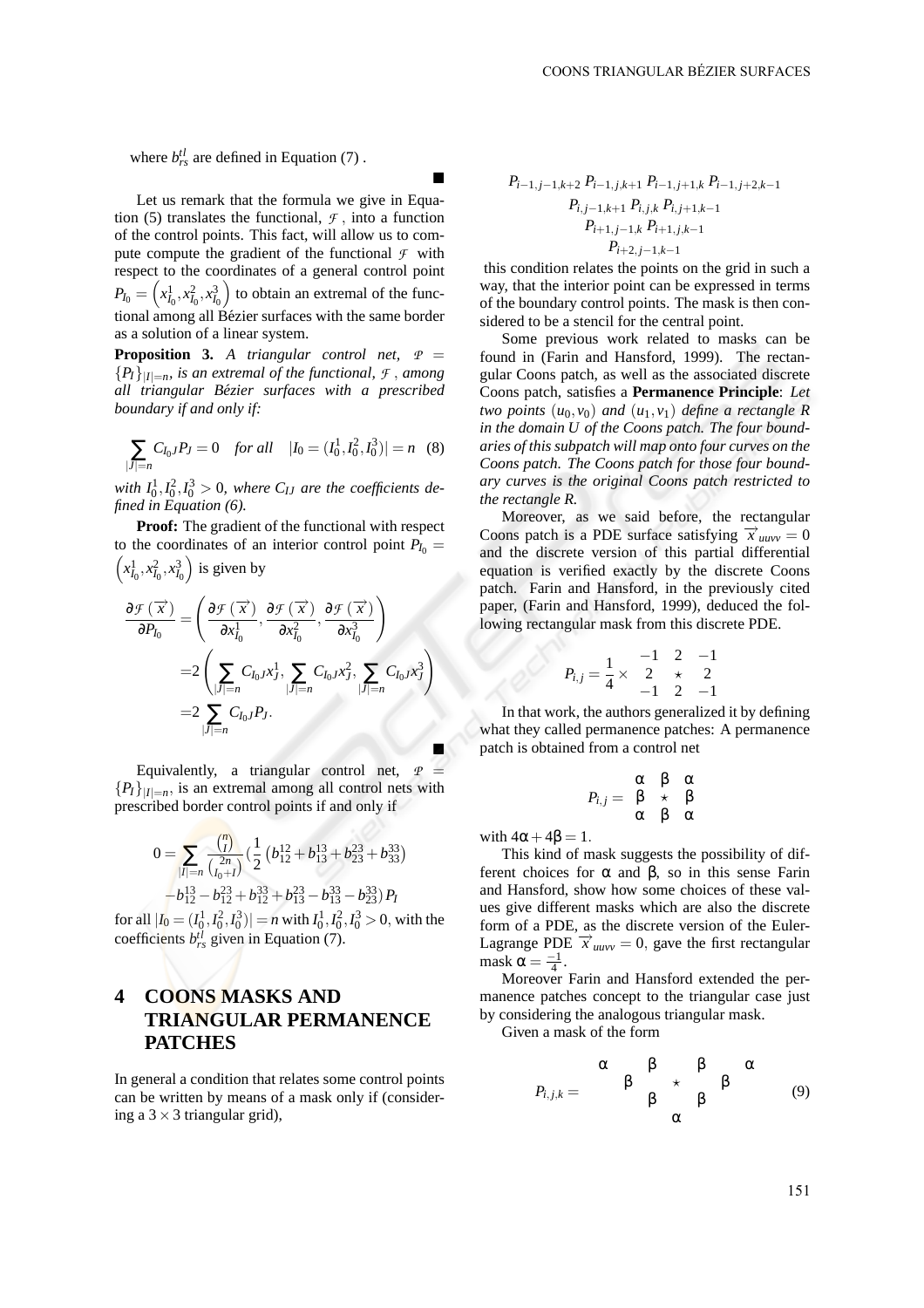where $b^{tl}_{rs}$ are defined in Equation (7) .

■

Let us remark that the formula we give in Equation (5) translates the functional, $\mathcal{F}$ , into a function of the control points. This fact, will allow us to compute compute the gradient of the functional $\mathcal{F}$ with respect to the coordinates of a general control point $P_{I_0} = \left(x^1_{I_0}, x^2_{I_0}, x^3_{I_0}\right)$ to obtain an extremal of the functional among all Bézier surfaces with the same border as a solution of a linear system.

**Proposition 3.** *A triangular control net,* $\mathcal{P} = \{P_I\}_{|I|=n}$*, is an extremal of the functional,* $\mathcal{F}$ *, among all triangular Bézier surfaces with a prescribed boundary if and only if:*

$$\sum_{|J|=n} C_{I_0 J} P_J = 0 \quad \text{for all} \quad |I_0 = (I^1_0, I^2_0, I^3_0)| = n \quad (8)$$

*with* $I^1_0, I^2_0, I^3_0 > 0$*, where* $C_{IJ}$ *are the coefficients defined in Equation (6).*

**Proof:** The gradient of the functional with respect to the coordinates of an interior control point $P_{I_0} = \left(x^1_{I_0}, x^2_{I_0}, x^3_{I_0}\right)$ is given by

$$\begin{aligned}
\frac{\partial \mathcal{F}(\overrightarrow{x})}{\partial P_{I_0}} &= \left(\frac{\partial \mathcal{F}(\overrightarrow{x})}{\partial x^1_{I_0}}, \frac{\partial \mathcal{F}(\overrightarrow{x})}{\partial x^2_{I_0}}, \frac{\partial \mathcal{F}(\overrightarrow{x})}{\partial x^3_{I_0}}\right) \\
&= 2\left(\sum_{|J|=n} C_{I_0 J} x^1_J, \sum_{|J|=n} C_{I_0 J} x^2_J, \sum_{|J|=n} C_{I_0 J} x^3_J\right) \\
&= 2\sum_{|J|=n} C_{I_0 J} P_J.
\end{aligned}$$

■

Equivalently, a triangular control net, $\mathcal{P} = \{P_I\}_{|I|=n}$, is an extremal among all control nets with prescribed border control points if and only if

$$0 = \sum_{|I|=n} \frac{\binom{n}{I}}{\binom{2n}{I_0+I}} \left(\frac{1}{2}\left(b^{12}_{12} + b^{13}_{13} + b^{23}_{23} + b^{33}_{33}\right) - b^{13}_{12} - b^{23}_{12} + b^{33}_{12} + b^{23}_{13} - b^{33}_{13} - b^{33}_{23}\right) P_I$$

for all $|I_0 = (I^1_0, I^2_0, I^3_0)| = n$ with $I^1_0, I^2_0, I^3_0 > 0$, with the coefficients $b^{tl}_{rs}$ given in Equation (7).

## 4 COONS MASKS AND TRIANGULAR PERMANENCE PATCHES

In general a condition that relates some control points can be written by means of a mask only if (considering a $3 \times 3$ triangular grid),

$$\begin{array}{c}
P_{i-1,j-1,k+2} \; P_{i-1,j,k+1} \; P_{i-1,j+1,k} \; P_{i-1,j+2,k-1} \\
P_{i,j-1,k+1} \; P_{i,j,k} \; P_{i,j+1,k-1} \\
P_{i+1,j-1,k} \; P_{i+1,j,k-1} \\
P_{i+2,j-1,k-1}
\end{array}$$

this condition relates the points on the grid in such a way, that the interior point can be expressed in terms of the boundary control points. The mask is then considered to be a stencil for the central point.

Some previous work related to masks can be found in (Farin and Hansford, 1999). The rectangular Coons patch, as well as the associated discrete Coons patch, satisfies a **Permanence Principle**: *Let two points* $(u_0, v_0)$ *and* $(u_1, v_1)$ *define a rectangle R in the domain U of the Coons patch. The four boundaries of this subpatch will map onto four curves on the Coons patch. The Coons patch for those four boundary curves is the original Coons patch restricted to the rectangle R.*

Moreover, as we said before, the rectangular Coons patch is a PDE surface satisfying $\overrightarrow{x}_{uuvv} = 0$ and the discrete version of this partial differential equation is verified exactly by the discrete Coons patch. Farin and Hansford, in the previously cited paper, (Farin and Hansford, 1999), deduced the following rectangular mask from this discrete PDE.

$$P_{i,j} = \frac{1}{4} \times \begin{array}{ccc} -1 & 2 & -1 \\ 2 & \star & 2 \\ -1 & 2 & -1 \end{array}$$

In that work, the authors generalized it by defining what they called permanence patches: A permanence patch is obtained from a control net

$$P_{i,j} = \begin{array}{ccc} \alpha & \beta & \alpha \\ \beta & \star & \beta \\ \alpha & \beta & \alpha \end{array}$$

with $4\alpha + 4\beta = 1$.

This kind of mask suggests the possibility of different choices for $\alpha$ and $\beta$, so in this sense Farin and Hansford, show how some choices of these values give different masks which are also the discrete form of a PDE, as the discrete version of the Euler-Lagrange PDE $\overrightarrow{x}_{uuvv} = 0$, gave the first rectangular mask $\alpha = \frac{-1}{4}$.

Moreover Farin and Hansford extended the permanence patches concept to the triangular case just by considering the analogous triangular mask.

Given a mask of the form

$$P_{i,j,k} = \begin{array}{ccccccc} \alpha & & \beta & & \beta & & \alpha \\ & \beta & & \star & & \beta & \\ & & \beta & & \beta & & \\ & & & \alpha & & & \end{array} \quad (9)$$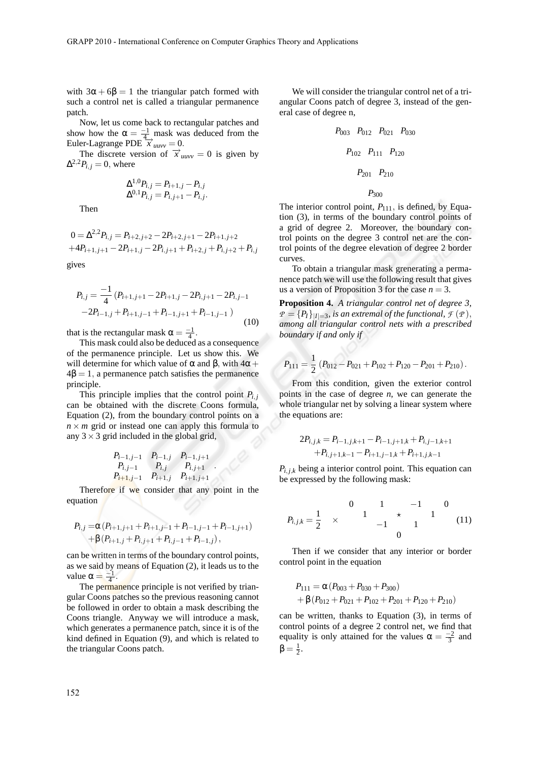with $3\alpha + 6\beta = 1$ the triangular patch formed with such a control net is called a triangular permanence patch.

Now, let us come back to rectangular patches and show how the $\alpha = \frac{-1}{4}$ mask was deduced from the Euler-Lagrange PDE $\overrightarrow{x}_{uuvv} = 0$.

The discrete version of $\overrightarrow{x}_{uuvv} = 0$ is given by $\Delta^{2,2} P_{i,j} = 0$, where

$$
\begin{aligned}
\Delta^{1,0} P_{i,j} &= P_{i+1,j} - P_{i,j} \\
\Delta^{0,1} P_{i,j} &= P_{i,j+1} - P_{i,j}.
\end{aligned}
$$

Then

$$
\begin{aligned}
0 = \Delta^{2,2} P_{i,j} &= P_{i+2,j+2} - 2P_{i+2,j+1} - 2P_{i+1,j+2} \\
&+ 4P_{i+1,j+1} - 2P_{i+1,j} - 2P_{i,j+1} + P_{i+2,j} + P_{i,j+2} + P_{i,j}
\end{aligned}
$$

gives

$$
\begin{aligned}
P_{i,j} = \frac{-1}{4} \big( & P_{i+1,j+1} - 2P_{i+1,j} - 2P_{i,j+1} - 2P_{i,j-1} \\
& - 2P_{i-1,j} + P_{i+1,j-1} + P_{i-1,j+1} + P_{i-1,j-1} \big)
\end{aligned}
\tag{10}
$$

that is the rectangular mask $\alpha = \frac{-1}{4}$.

This mask could also be deduced as a consequence of the permanence principle. Let us show this. We will determine for which value of $\alpha$ and $\beta$, with $4\alpha + 4\beta = 1$, a permanence patch satisfies the permanence principle.

This principle implies that the control point $P_{i,j}$ can be obtained with the discrete Coons formula, Equation (2), from the boundary control points on a $n \times m$ grid or instead one can apply this formula to any $3 \times 3$ grid included in the global grid,

$$
\begin{array}{ccc}
P_{i-1,j-1} & P_{i-1,j} & P_{i-1,j+1} \\
P_{i,j-1} & P_{i,j} & P_{i,j+1} \\
P_{i+1,j-1} & P_{i+1,j} & P_{i+1,j+1}
\end{array}.
$$

Therefore if we consider that any point in the equation

$$
\begin{aligned}
P_{i,j} = & \alpha \left( P_{i+1,j+1} + P_{i+1,j-1} + P_{i-1,j-1} + P_{i-1,j+1} \right) \\
& + \beta \left( P_{i+1,j} + P_{i,j+1} + P_{i,j-1} + P_{i-1,j} \right),
\end{aligned}
$$

can be written in terms of the boundary control points, as we said by means of Equation (2), it leads us to the value $\alpha = \frac{-1}{4}$.

The permanence principle is not verified by triangular Coons patches so the previous reasoning cannot be followed in order to obtain a mask describing the Coons triangle. Anyway we will introduce a mask, which generates a permanence patch, since it is of the kind defined in Equation (9), and which is related to the triangular Coons patch.

We will consider the triangular control net of a triangular Coons patch of degree 3, instead of the general case of degree n,

$$
\begin{array}{c}
P_{003} \quad P_{012} \quad P_{021} \quad P_{030} \\[6pt]
P_{102} \quad P_{111} \quad P_{120} \\[6pt]
P_{201} \quad P_{210} \\[6pt]
P_{300}
\end{array}
$$

The interior control point, $P_{111}$, is defined, by Equation (3), in terms of the boundary control points of a grid of degree 2. Moreover, the boundary control points on the degree 3 control net are the control points of the degree elevation of degree 2 border curves.

To obtain a triangular mask grenerating a permanence patch we will use the following result that gives us a version of Proposition 3 for the case $n = 3$.

**Proposition 4.** *A triangular control net of degree 3, $\mathcal{P} = \{P_I\}_{|I|=3}$, is an extremal of the functional, $\mathcal{F}(\mathcal{P})$, among all triangular control nets with a prescribed boundary if and only if*

$$
P_{111} = \frac{1}{2} \left( P_{012} - P_{021} + P_{102} + P_{120} - P_{201} + P_{210} \right).
$$

From this condition, given the exterior control points in the case of degree $n$, we can generate the whole triangular net by solving a linear system where the equations are:

$$
\begin{aligned}
2P_{i,j,k} = & P_{i-1,j,k+1} - P_{i-1,j+1,k} + P_{i,j-1,k+1} \\
& + P_{i,j+1,k-1} - P_{i+1,j-1,k} + P_{i+1,j,k-1}
\end{aligned}
$$

$P_{i,j,k}$ being a interior control point. This equation can be expressed by the following mask:

$$
P_{i,j,k} = \frac{1}{2} \quad \times \quad
\begin{array}{ccccccc}
0 & & 1 & & -1 & & 0 \\
& 1 & & \star & & 1 & \\
& & -1 & & 1 & & \\
& & & 0 & & &
\end{array}
\tag{11}
$$

Then if we consider that any interior or border control point in the equation

$$
\begin{aligned}
P_{111} = & \alpha \left( P_{003} + P_{030} + P_{300} \right) \\
& + \beta \left( P_{012} + P_{021} + P_{102} + P_{201} + P_{120} + P_{210} \right)
\end{aligned}
$$

can be written, thanks to Equation (3), in terms of control points of a degree 2 control net, we find that equality is only attained for the values $\alpha = \frac{-2}{3}$ and $\beta = \frac{1}{2}$.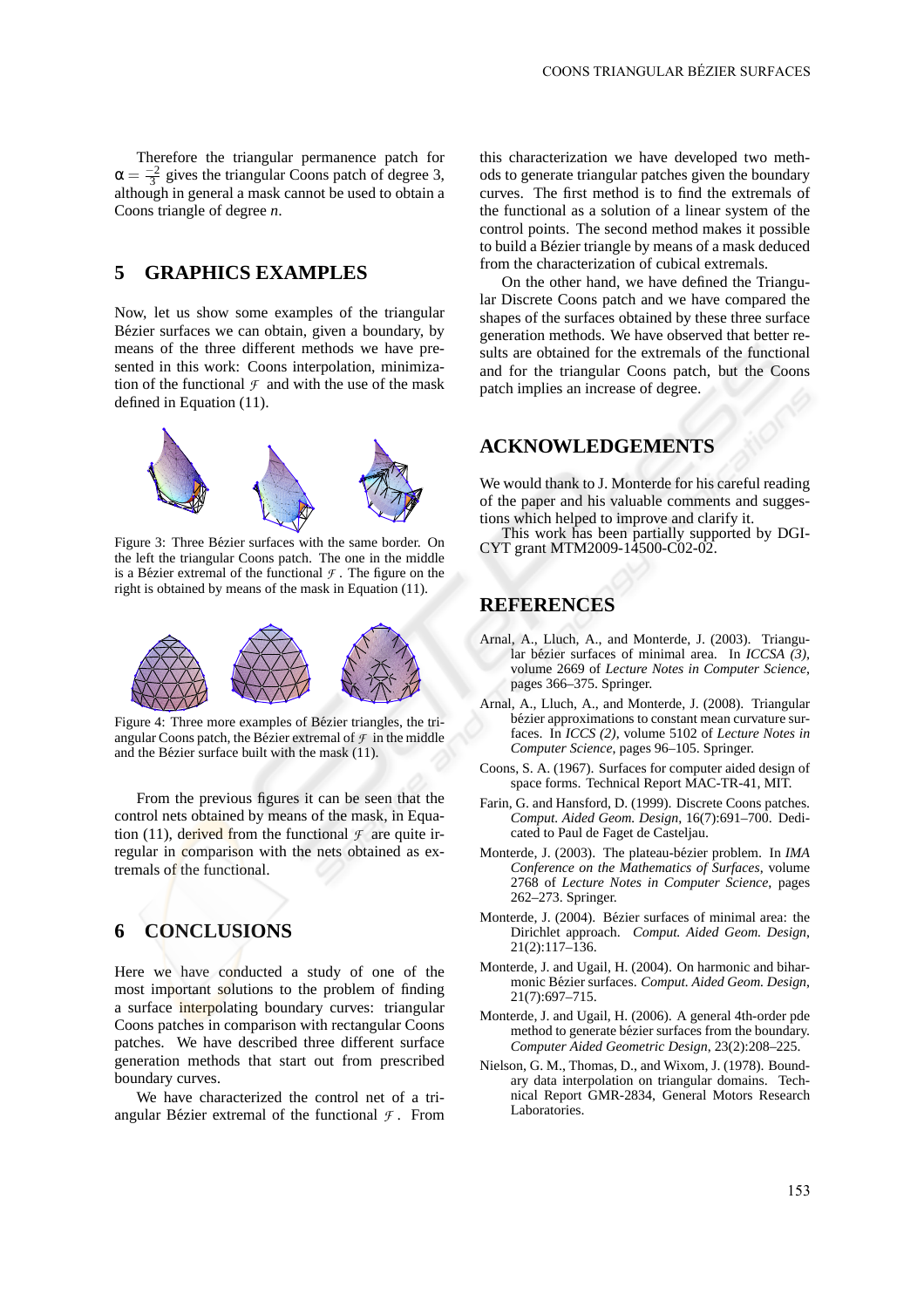Therefore the triangular permanence patch for $\alpha = \frac{-2}{3}$ gives the triangular Coons patch of degree 3, although in general a mask cannot be used to obtain a Coons triangle of degree $n$.

## 5 GRAPHICS EXAMPLES

Now, let us show some examples of the triangular Bézier surfaces we can obtain, given a boundary, by means of the three different methods we have presented in this work: Coons interpolation, minimization of the functional $\mathcal{F}$ and with the use of the mask defined in Equation (11).

Figure 3: Three Bézier surfaces with the same border. On the left the triangular Coons patch. The one in the middle is a Bézier extremal of the functional $\mathcal{F}$. The figure on the right is obtained by means of the mask in Equation (11).

Figure 4: Three more examples of Bézier triangles, the triangular Coons patch, the Bézier extremal of $\mathcal{F}$ in the middle and the Bézier surface built with the mask (11).

From the previous figures it can be seen that the control nets obtained by means of the mask, in Equation (11), derived from the functional $\mathcal{F}$ are quite irregular in comparison with the nets obtained as extremals of the functional.

## 6 CONCLUSIONS

Here we have conducted a study of one of the most important solutions to the problem of finding a surface interpolating boundary curves: triangular Coons patches in comparison with rectangular Coons patches. We have described three different surface generation methods that start out from prescribed boundary curves.

We have characterized the control net of a triangular Bézier extremal of the functional $\mathcal{F}$. From this characterization we have developed two methods to generate triangular patches given the boundary curves. The first method is to find the extremals of the functional as a solution of a linear system of the control points. The second method makes it possible to build a Bézier triangle by means of a mask deduced from the characterization of cubical extremals.

On the other hand, we have defined the Triangular Discrete Coons patch and we have compared the shapes of the surfaces obtained by these three surface generation methods. We have observed that better results are obtained for the extremals of the functional and for the triangular Coons patch, but the Coons patch implies an increase of degree.

## ACKNOWLEDGEMENTS

We would thank to J. Monterde for his careful reading of the paper and his valuable comments and suggestions which helped to improve and clarify it.

This work has been partially supported by DGICYT grant MTM2009-14500-C02-02.

## REFERENCES

Arnal, A., Lluch, A., and Monterde, J. (2003). Triangular bézier surfaces of minimal area. In *ICCSA (3)*, volume 2669 of *Lecture Notes in Computer Science*, pages 366–375. Springer.

Arnal, A., Lluch, A., and Monterde, J. (2008). Triangular bézier approximations to constant mean curvature surfaces. In *ICCS (2)*, volume 5102 of *Lecture Notes in Computer Science*, pages 96–105. Springer.

Coons, S. A. (1967). Surfaces for computer aided design of space forms. Technical Report MAC-TR-41, MIT.

Farin, G. and Hansford, D. (1999). Discrete Coons patches. *Comput. Aided Geom. Design*, 16(7):691–700. Dedicated to Paul de Faget de Casteljau.

Monterde, J. (2003). The plateau-bézier problem. In *IMA Conference on the Mathematics of Surfaces*, volume 2768 of *Lecture Notes in Computer Science*, pages 262–273. Springer.

Monterde, J. (2004). Bézier surfaces of minimal area: the Dirichlet approach. *Comput. Aided Geom. Design*, 21(2):117–136.

Monterde, J. and Ugail, H. (2004). On harmonic and biharmonic Bézier surfaces. *Comput. Aided Geom. Design*, 21(7):697–715.

Monterde, J. and Ugail, H. (2006). A general 4th-order pde method to generate bézier surfaces from the boundary. *Computer Aided Geometric Design*, 23(2):208–225.

Nielson, G. M., Thomas, D., and Wixom, J. (1978). Boundary data interpolation on triangular domains. Technical Report GMR-2834, General Motors Research Laboratories.